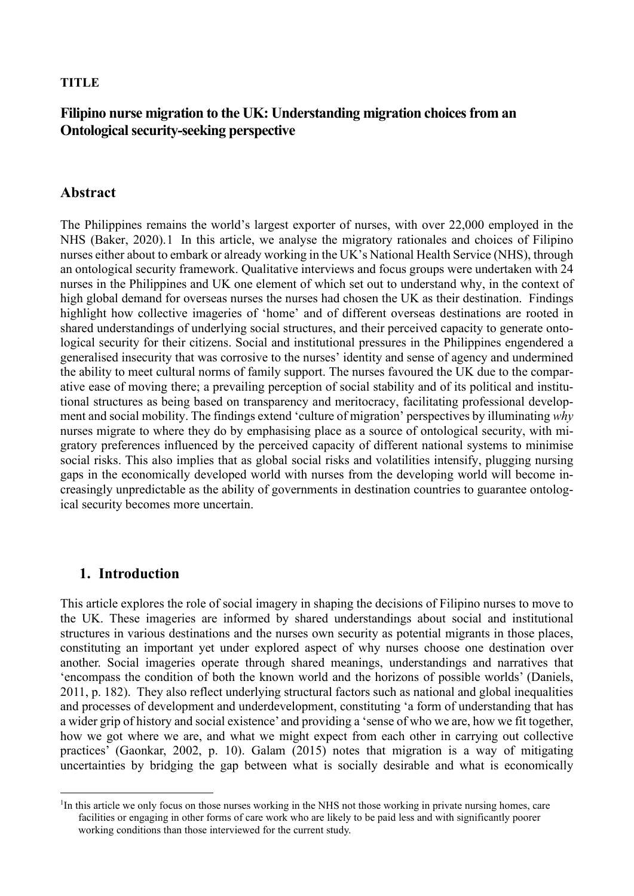**TITLE**

# Filipino nurse migration to the UK: Understanding migration choices from an Ontological security-seeking perspective

## Abstract

The Philippines remains the world's largest exporter of nurses, with over 22,000 employed in the NHS (Baker, 2020).[1] In this article, we analyse the migratory rationales and choices of Filipino nurses either about to embark or already working in the UK's National Health Service (NHS), through an ontological security framework. Qualitative interviews and focus groups were undertaken with 24 nurses in the Philippines and UK one element of which set out to understand why, in the context of high global demand for overseas nurses the nurses had chosen the UK as their destination. Findings highlight how collective imageries of 'home' and of different overseas destinations are rooted in shared understandings of underlying social structures, and their perceived capacity to generate ontological security for their citizens. Social and institutional pressures in the Philippines engendered a generalised insecurity that was corrosive to the nurses' identity and sense of agency and undermined the ability to meet cultural norms of family support. The nurses favoured the UK due to the comparative ease of moving there; a prevailing perception of social stability and of its political and institutional structures as being based on transparency and meritocracy, facilitating professional development and social mobility. The findings extend 'culture of migration' perspectives by illuminating *why* nurses migrate to where they do by emphasising place as a source of ontological security, with migratory preferences influenced by the perceived capacity of different national systems to minimise social risks. This also implies that as global social risks and volatilities intensify, plugging nursing gaps in the economically developed world with nurses from the developing world will become increasingly unpredictable as the ability of governments in destination countries to guarantee ontological security becomes more uncertain.

## 1. Introduction

This article explores the role of social imagery in shaping the decisions of Filipino nurses to move to the UK. These imageries are informed by shared understandings about social and institutional structures in various destinations and the nurses own security as potential migrants in those places, constituting an important yet under explored aspect of why nurses choose one destination over another. Social imageries operate through shared meanings, understandings and narratives that 'encompass the condition of both the known world and the horizons of possible worlds' (Daniels, 2011, p. 182). They also reflect underlying structural factors such as national and global inequalities and processes of development and underdevelopment, constituting 'a form of understanding that has a wider grip of history and social existence' and providing a 'sense of who we are, how we fit together, how we got where we are, and what we might expect from each other in carrying out collective practices' (Gaonkar, 2002, p. 10). Galam (2015) notes that migration is a way of mitigating uncertainties by bridging the gap between what is socially desirable and what is economically

---

[1] In this article we only focus on those nurses working in the NHS not those working in private nursing homes, care facilities or engaging in other forms of care work who are likely to be paid less and with significantly poorer working conditions than those interviewed for the current study.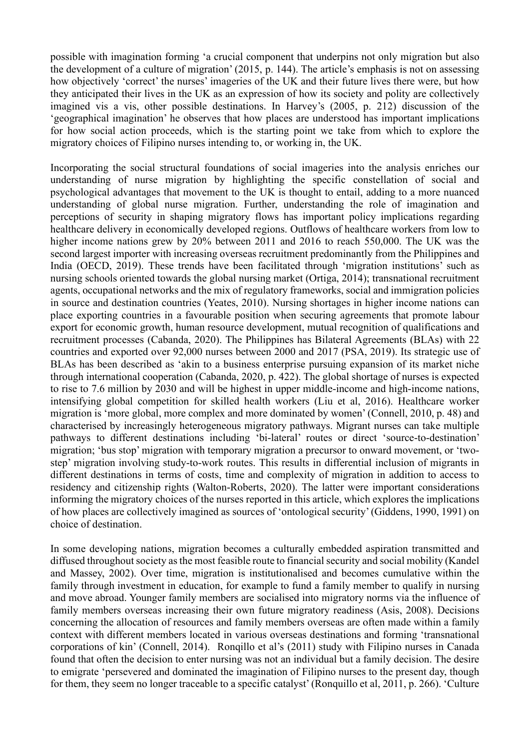possible with imagination forming 'a crucial component that underpins not only migration but also the development of a culture of migration' (2015, p. 144). The article's emphasis is not on assessing how objectively 'correct' the nurses' imageries of the UK and their future lives there were, but how they anticipated their lives in the UK as an expression of how its society and polity are collectively imagined vis a vis, other possible destinations. In Harvey's (2005, p. 212) discussion of the 'geographical imagination' he observes that how places are understood has important implications for how social action proceeds, which is the starting point we take from which to explore the migratory choices of Filipino nurses intending to, or working in, the UK.

Incorporating the social structural foundations of social imageries into the analysis enriches our understanding of nurse migration by highlighting the specific constellation of social and psychological advantages that movement to the UK is thought to entail, adding to a more nuanced understanding of global nurse migration. Further, understanding the role of imagination and perceptions of security in shaping migratory flows has important policy implications regarding healthcare delivery in economically developed regions. Outflows of healthcare workers from low to higher income nations grew by 20% between 2011 and 2016 to reach 550,000. The UK was the second largest importer with increasing overseas recruitment predominantly from the Philippines and India (OECD, 2019). These trends have been facilitated through 'migration institutions' such as nursing schools oriented towards the global nursing market (Ortiga, 2014); transnational recruitment agents, occupational networks and the mix of regulatory frameworks, social and immigration policies in source and destination countries (Yeates, 2010). Nursing shortages in higher income nations can place exporting countries in a favourable position when securing agreements that promote labour export for economic growth, human resource development, mutual recognition of qualifications and recruitment processes (Cabanda, 2020). The Philippines has Bilateral Agreements (BLAs) with 22 countries and exported over 92,000 nurses between 2000 and 2017 (PSA, 2019). Its strategic use of BLAs has been described as 'akin to a business enterprise pursuing expansion of its market niche through international cooperation (Cabanda, 2020, p. 422). The global shortage of nurses is expected to rise to 7.6 million by 2030 and will be highest in upper middle-income and high-income nations, intensifying global competition for skilled health workers (Liu et al, 2016). Healthcare worker migration is 'more global, more complex and more dominated by women' (Connell, 2010, p. 48) and characterised by increasingly heterogeneous migratory pathways. Migrant nurses can take multiple pathways to different destinations including 'bi-lateral' routes or direct 'source-to-destination' migration; 'bus stop' migration with temporary migration a precursor to onward movement, or 'two-step' migration involving study-to-work routes. This results in differential inclusion of migrants in different destinations in terms of costs, time and complexity of migration in addition to access to residency and citizenship rights (Walton-Roberts, 2020). The latter were important considerations informing the migratory choices of the nurses reported in this article, which explores the implications of how places are collectively imagined as sources of 'ontological security' (Giddens, 1990, 1991) on choice of destination.

In some developing nations, migration becomes a culturally embedded aspiration transmitted and diffused throughout society as the most feasible route to financial security and social mobility (Kandel and Massey, 2002). Over time, migration is institutionalised and becomes cumulative within the family through investment in education, for example to fund a family member to qualify in nursing and move abroad. Younger family members are socialised into migratory norms via the influence of family members overseas increasing their own future migratory readiness (Asis, 2008). Decisions concerning the allocation of resources and family members overseas are often made within a family context with different members located in various overseas destinations and forming 'transnational corporations of kin' (Connell, 2014). Ronqillo et al's (2011) study with Filipino nurses in Canada found that often the decision to enter nursing was not an individual but a family decision. The desire to emigrate 'persevered and dominated the imagination of Filipino nurses to the present day, though for them, they seem no longer traceable to a specific catalyst' (Ronquillo et al, 2011, p. 266). 'Culture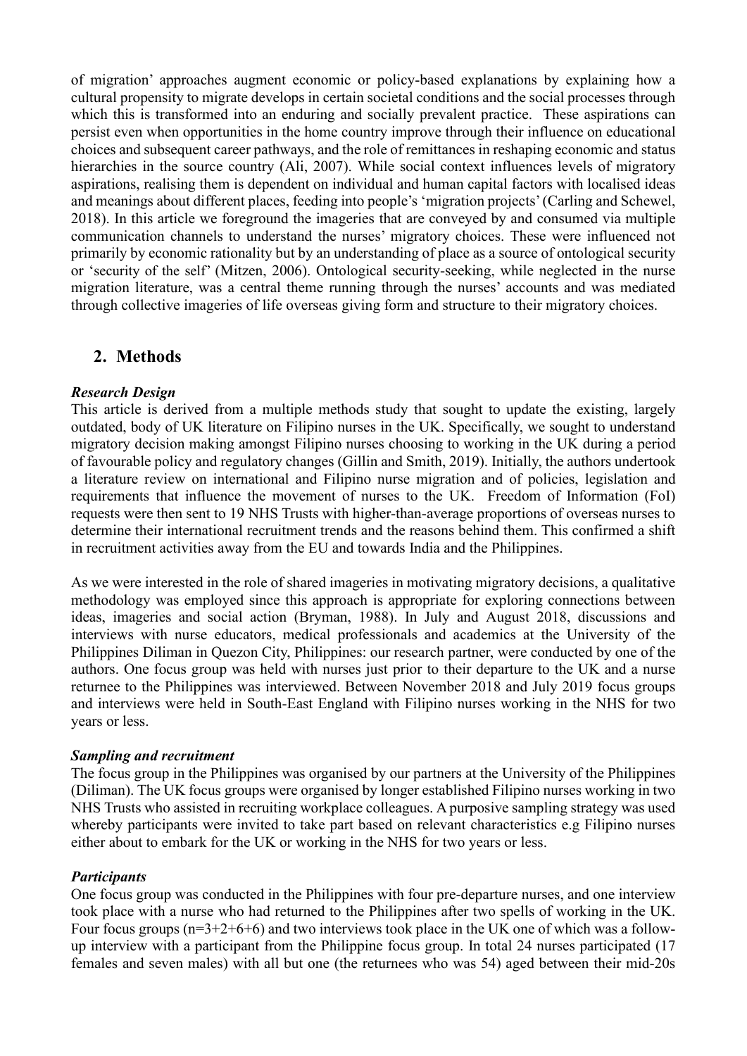of migration' approaches augment economic or policy-based explanations by explaining how a cultural propensity to migrate develops in certain societal conditions and the social processes through which this is transformed into an enduring and socially prevalent practice. These aspirations can persist even when opportunities in the home country improve through their influence on educational choices and subsequent career pathways, and the role of remittances in reshaping economic and status hierarchies in the source country (Ali, 2007). While social context influences levels of migratory aspirations, realising them is dependent on individual and human capital factors with localised ideas and meanings about different places, feeding into people's 'migration projects' (Carling and Schewel, 2018). In this article we foreground the imageries that are conveyed by and consumed via multiple communication channels to understand the nurses' migratory choices. These were influenced not primarily by economic rationality but by an understanding of place as a source of ontological security or 'security of the self' (Mitzen, 2006). Ontological security-seeking, while neglected in the nurse migration literature, was a central theme running through the nurses' accounts and was mediated through collective imageries of life overseas giving form and structure to their migratory choices.

## 2. Methods

***Research Design***

This article is derived from a multiple methods study that sought to update the existing, largely outdated, body of UK literature on Filipino nurses in the UK. Specifically, we sought to understand migratory decision making amongst Filipino nurses choosing to working in the UK during a period of favourable policy and regulatory changes (Gillin and Smith, 2019). Initially, the authors undertook a literature review on international and Filipino nurse migration and of policies, legislation and requirements that influence the movement of nurses to the UK. Freedom of Information (FoI) requests were then sent to 19 NHS Trusts with higher-than-average proportions of overseas nurses to determine their international recruitment trends and the reasons behind them. This confirmed a shift in recruitment activities away from the EU and towards India and the Philippines.

As we were interested in the role of shared imageries in motivating migratory decisions, a qualitative methodology was employed since this approach is appropriate for exploring connections between ideas, imageries and social action (Bryman, 1988). In July and August 2018, discussions and interviews with nurse educators, medical professionals and academics at the University of the Philippines Diliman in Quezon City, Philippines: our research partner, were conducted by one of the authors. One focus group was held with nurses just prior to their departure to the UK and a nurse returnee to the Philippines was interviewed. Between November 2018 and July 2019 focus groups and interviews were held in South-East England with Filipino nurses working in the NHS for two years or less.

***Sampling and recruitment***

The focus group in the Philippines was organised by our partners at the University of the Philippines (Diliman). The UK focus groups were organised by longer established Filipino nurses working in two NHS Trusts who assisted in recruiting workplace colleagues. A purposive sampling strategy was used whereby participants were invited to take part based on relevant characteristics e.g Filipino nurses either about to embark for the UK or working in the NHS for two years or less.

***Participants***

One focus group was conducted in the Philippines with four pre-departure nurses, and one interview took place with a nurse who had returned to the Philippines after two spells of working in the UK. Four focus groups (n=3+2+6+6) and two interviews took place in the UK one of which was a follow-up interview with a participant from the Philippine focus group. In total 24 nurses participated (17 females and seven males) with all but one (the returnees who was 54) aged between their mid-20s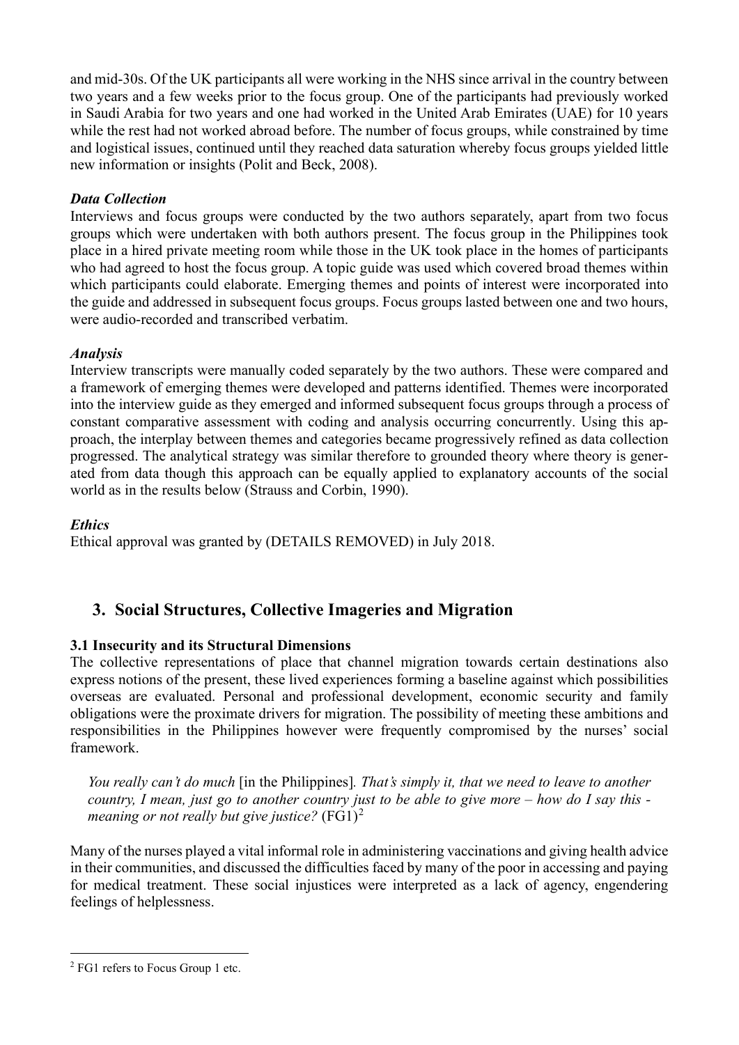and mid-30s. Of the UK participants all were working in the NHS since arrival in the country between two years and a few weeks prior to the focus group. One of the participants had previously worked in Saudi Arabia for two years and one had worked in the United Arab Emirates (UAE) for 10 years while the rest had not worked abroad before. The number of focus groups, while constrained by time and logistical issues, continued until they reached data saturation whereby focus groups yielded little new information or insights (Polit and Beck, 2008).

### *Data Collection*

Interviews and focus groups were conducted by the two authors separately, apart from two focus groups which were undertaken with both authors present. The focus group in the Philippines took place in a hired private meeting room while those in the UK took place in the homes of participants who had agreed to host the focus group. A topic guide was used which covered broad themes within which participants could elaborate. Emerging themes and points of interest were incorporated into the guide and addressed in subsequent focus groups. Focus groups lasted between one and two hours, were audio-recorded and transcribed verbatim.

### *Analysis*

Interview transcripts were manually coded separately by the two authors. These were compared and a framework of emerging themes were developed and patterns identified. Themes were incorporated into the interview guide as they emerged and informed subsequent focus groups through a process of constant comparative assessment with coding and analysis occurring concurrently. Using this approach, the interplay between themes and categories became progressively refined as data collection progressed. The analytical strategy was similar therefore to grounded theory where theory is generated from data though this approach can be equally applied to explanatory accounts of the social world as in the results below (Strauss and Corbin, 1990).

### *Ethics*

Ethical approval was granted by (DETAILS REMOVED) in July 2018.

## 3. Social Structures, Collective Imageries and Migration

### 3.1 Insecurity and its Structural Dimensions

The collective representations of place that channel migration towards certain destinations also express notions of the present, these lived experiences forming a baseline against which possibilities overseas are evaluated. Personal and professional development, economic security and family obligations were the proximate drivers for migration. The possibility of meeting these ambitions and responsibilities in the Philippines however were frequently compromised by the nurses' social framework.

> *You really can't do much* [in the Philippines]*. That's simply it, that we need to leave to another country, I mean, just go to another country just to be able to give more – how do I say this - meaning or not really but give justice?* (FG1)[2]

Many of the nurses played a vital informal role in administering vaccinations and giving health advice in their communities, and discussed the difficulties faced by many of the poor in accessing and paying for medical treatment. These social injustices were interpreted as a lack of agency, engendering feelings of helplessness.

[2] FG1 refers to Focus Group 1 etc.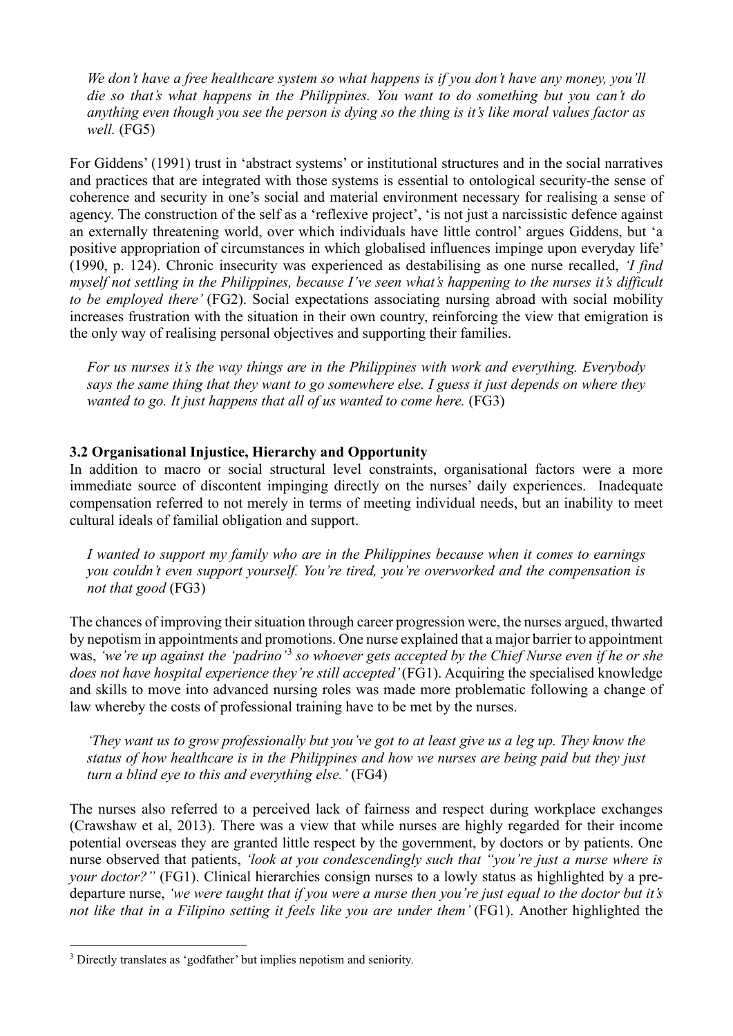*We don't have a free healthcare system so what happens is if you don't have any money, you'll die so that's what happens in the Philippines. You want to do something but you can't do anything even though you see the person is dying so the thing is it's like moral values factor as well.* (FG5)

For Giddens' (1991) trust in 'abstract systems' or institutional structures and in the social narratives and practices that are integrated with those systems is essential to ontological security-the sense of coherence and security in one's social and material environment necessary for realising a sense of agency. The construction of the self as a 'reflexive project', 'is not just a narcissistic defence against an externally threatening world, over which individuals have little control' argues Giddens, but 'a positive appropriation of circumstances in which globalised influences impinge upon everyday life' (1990, p. 124). Chronic insecurity was experienced as destabilising as one nurse recalled, *'I find myself not settling in the Philippines, because I've seen what's happening to the nurses it's difficult to be employed there'* (FG2). Social expectations associating nursing abroad with social mobility increases frustration with the situation in their own country, reinforcing the view that emigration is the only way of realising personal objectives and supporting their families.

*For us nurses it's the way things are in the Philippines with work and everything. Everybody says the same thing that they want to go somewhere else. I guess it just depends on where they wanted to go. It just happens that all of us wanted to come here.* (FG3)

### 3.2 Organisational Injustice, Hierarchy and Opportunity

In addition to macro or social structural level constraints, organisational factors were a more immediate source of discontent impinging directly on the nurses' daily experiences. Inadequate compensation referred to not merely in terms of meeting individual needs, but an inability to meet cultural ideals of familial obligation and support.

*I wanted to support my family who are in the Philippines because when it comes to earnings you couldn't even support yourself. You're tired, you're overworked and the compensation is not that good* (FG3)

The chances of improving their situation through career progression were, the nurses argued, thwarted by nepotism in appointments and promotions. One nurse explained that a major barrier to appointment was, *'we're up against the 'padrino'*[3] *so whoever gets accepted by the Chief Nurse even if he or she does not have hospital experience they're still accepted'* (FG1). Acquiring the specialised knowledge and skills to move into advanced nursing roles was made more problematic following a change of law whereby the costs of professional training have to be met by the nurses.

*'They want us to grow professionally but you've got to at least give us a leg up. They know the status of how healthcare is in the Philippines and how we nurses are being paid but they just turn a blind eye to this and everything else.'* (FG4)

The nurses also referred to a perceived lack of fairness and respect during workplace exchanges (Crawshaw et al, 2013). There was a view that while nurses are highly regarded for their income potential overseas they are granted little respect by the government, by doctors or by patients. One nurse observed that patients, *'look at you condescendingly such that "you're just a nurse where is your doctor?"'* (FG1). Clinical hierarchies consign nurses to a lowly status as highlighted by a pre-departure nurse, *'we were taught that if you were a nurse then you're just equal to the doctor but it's not like that in a Filipino setting it feels like you are under them'* (FG1). Another highlighted the

---

[3] Directly translates as 'godfather' but implies nepotism and seniority.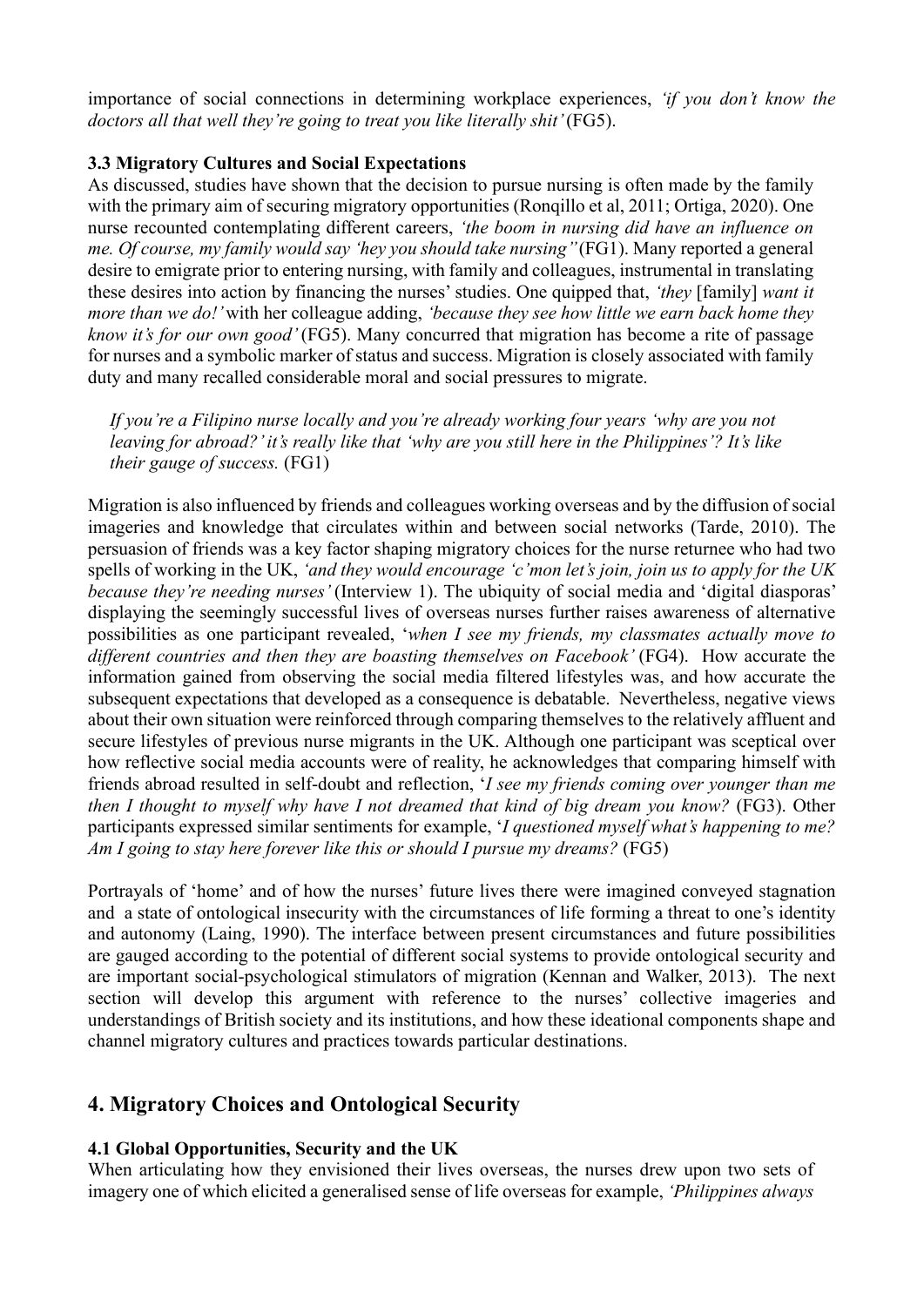importance of social connections in determining workplace experiences, *'if you don't know the doctors all that well they're going to treat you like literally shit'* (FG5).

### 3.3 Migratory Cultures and Social Expectations

As discussed, studies have shown that the decision to pursue nursing is often made by the family with the primary aim of securing migratory opportunities (Ronqillo et al, 2011; Ortiga, 2020). One nurse recounted contemplating different careers, *'the boom in nursing did have an influence on me. Of course, my family would say 'hey you should take nursing''* (FG1). Many reported a general desire to emigrate prior to entering nursing, with family and colleagues, instrumental in translating these desires into action by financing the nurses' studies. One quipped that, *'they* [family] *want it more than we do!'* with her colleague adding, *'because they see how little we earn back home they know it's for our own good'* (FG5). Many concurred that migration has become a rite of passage for nurses and a symbolic marker of status and success. Migration is closely associated with family duty and many recalled considerable moral and social pressures to migrate.

> *If you're a Filipino nurse locally and you're already working four years 'why are you not leaving for abroad?' it's really like that 'why are you still here in the Philippines'? It's like their gauge of success.* (FG1)

Migration is also influenced by friends and colleagues working overseas and by the diffusion of social imageries and knowledge that circulates within and between social networks (Tarde, 2010). The persuasion of friends was a key factor shaping migratory choices for the nurse returnee who had two spells of working in the UK, *'and they would encourage 'c'mon let's join, join us to apply for the UK because they're needing nurses'* (Interview 1). The ubiquity of social media and 'digital diasporas' displaying the seemingly successful lives of overseas nurses further raises awareness of alternative possibilities as one participant revealed, '*when I see my friends, my classmates actually move to different countries and then they are boasting themselves on Facebook'* (FG4). How accurate the information gained from observing the social media filtered lifestyles was, and how accurate the subsequent expectations that developed as a consequence is debatable. Nevertheless, negative views about their own situation were reinforced through comparing themselves to the relatively affluent and secure lifestyles of previous nurse migrants in the UK. Although one participant was sceptical over how reflective social media accounts were of reality, he acknowledges that comparing himself with friends abroad resulted in self-doubt and reflection, '*I see my friends coming over younger than me then I thought to myself why have I not dreamed that kind of big dream you know?* (FG3). Other participants expressed similar sentiments for example, '*I questioned myself what's happening to me? Am I going to stay here forever like this or should I pursue my dreams?* (FG5)

Portrayals of 'home' and of how the nurses' future lives there were imagined conveyed stagnation and a state of ontological insecurity with the circumstances of life forming a threat to one's identity and autonomy (Laing, 1990). The interface between present circumstances and future possibilities are gauged according to the potential of different social systems to provide ontological security and are important social-psychological stimulators of migration (Kennan and Walker, 2013). The next section will develop this argument with reference to the nurses' collective imageries and understandings of British society and its institutions, and how these ideational components shape and channel migratory cultures and practices towards particular destinations.

## 4. Migratory Choices and Ontological Security

### 4.1 Global Opportunities, Security and the UK

When articulating how they envisioned their lives overseas, the nurses drew upon two sets of imagery one of which elicited a generalised sense of life overseas for example, *'Philippines always*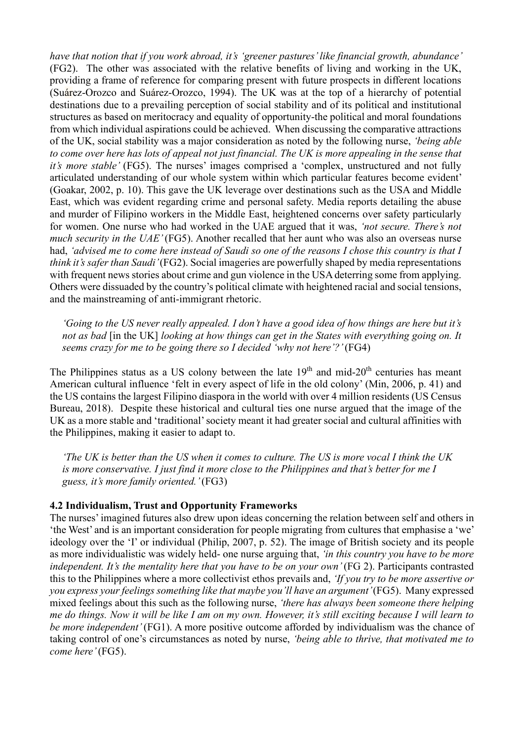*have that notion that if you work abroad, it's 'greener pastures' like financial growth, abundance'* (FG2). The other was associated with the relative benefits of living and working in the UK, providing a frame of reference for comparing present with future prospects in different locations (Suárez-Orozco and Suárez-Orozco, 1994). The UK was at the top of a hierarchy of potential destinations due to a prevailing perception of social stability and of its political and institutional structures as based on meritocracy and equality of opportunity-the political and moral foundations from which individual aspirations could be achieved. When discussing the comparative attractions of the UK, social stability was a major consideration as noted by the following nurse, *'being able to come over here has lots of appeal not just financial. The UK is more appealing in the sense that it's more stable'* (FG5). The nurses' images comprised a 'complex, unstructured and not fully articulated understanding of our whole system within which particular features become evident' (Goakar, 2002, p. 10). This gave the UK leverage over destinations such as the USA and Middle East, which was evident regarding crime and personal safety. Media reports detailing the abuse and murder of Filipino workers in the Middle East, heightened concerns over safety particularly for women. One nurse who had worked in the UAE argued that it was, *'not secure. There's not much security in the UAE'* (FG5). Another recalled that her aunt who was also an overseas nurse had, *'advised me to come here instead of Saudi so one of the reasons I chose this country is that I think it's safer than Saudi'* (FG2). Social imageries are powerfully shaped by media representations with frequent news stories about crime and gun violence in the USA deterring some from applying. Others were dissuaded by the country's political climate with heightened racial and social tensions, and the mainstreaming of anti-immigrant rhetoric.

> *'Going to the US never really appealed. I don't have a good idea of how things are here but it's not as bad* [in the UK] *looking at how things can get in the States with everything going on. It seems crazy for me to be going there so I decided 'why not here'?'* (FG4)

The Philippines status as a US colony between the late 19th and mid-20th centuries has meant American cultural influence 'felt in every aspect of life in the old colony' (Min, 2006, p. 41) and the US contains the largest Filipino diaspora in the world with over 4 million residents (US Census Bureau, 2018). Despite these historical and cultural ties one nurse argued that the image of the UK as a more stable and 'traditional' society meant it had greater social and cultural affinities with the Philippines, making it easier to adapt to.

> *'The UK is better than the US when it comes to culture. The US is more vocal I think the UK is more conservative. I just find it more close to the Philippines and that's better for me I guess, it's more family oriented.'* (FG3)

### 4.2 Individualism, Trust and Opportunity Frameworks

The nurses' imagined futures also drew upon ideas concerning the relation between self and others in 'the West' and is an important consideration for people migrating from cultures that emphasise a 'we' ideology over the 'I' or individual (Philip, 2007, p. 52). The image of British society and its people as more individualistic was widely held- one nurse arguing that, *'in this country you have to be more independent. It's the mentality here that you have to be on your own'* (FG 2). Participants contrasted this to the Philippines where a more collectivist ethos prevails and, *'If you try to be more assertive or you express your feelings something like that maybe you'll have an argument'* (FG5). Many expressed mixed feelings about this such as the following nurse, *'there has always been someone there helping me do things. Now it will be like I am on my own. However, it's still exciting because I will learn to be more independent'* (FG1). A more positive outcome afforded by individualism was the chance of taking control of one's circumstances as noted by nurse, *'being able to thrive, that motivated me to come here'* (FG5).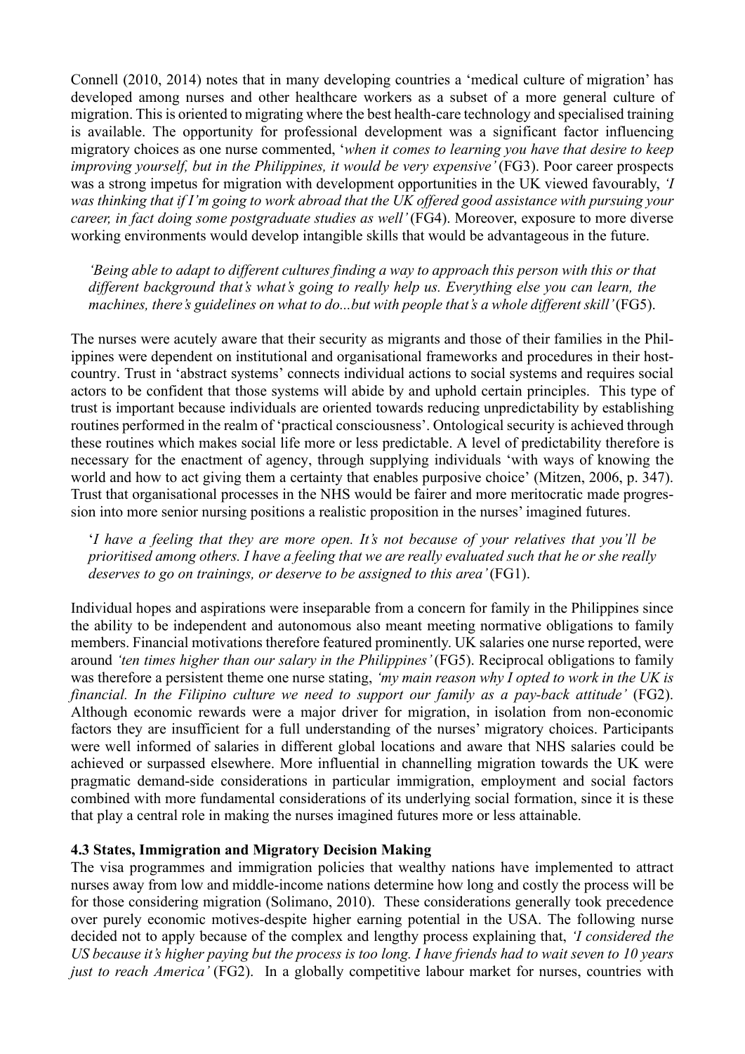Connell (2010, 2014) notes that in many developing countries a 'medical culture of migration' has developed among nurses and other healthcare workers as a subset of a more general culture of migration. This is oriented to migrating where the best health-care technology and specialised training is available. The opportunity for professional development was a significant factor influencing migratory choices as one nurse commented, '*when it comes to learning you have that desire to keep improving yourself, but in the Philippines, it would be very expensive'* (FG3). Poor career prospects was a strong impetus for migration with development opportunities in the UK viewed favourably, *'I was thinking that if I'm going to work abroad that the UK offered good assistance with pursuing your career, in fact doing some postgraduate studies as well'* (FG4). Moreover, exposure to more diverse working environments would develop intangible skills that would be advantageous in the future.

> *'Being able to adapt to different cultures finding a way to approach this person with this or that different background that's what's going to really help us. Everything else you can learn, the machines, there's guidelines on what to do...but with people that's a whole different skill'* (FG5).

The nurses were acutely aware that their security as migrants and those of their families in the Philippines were dependent on institutional and organisational frameworks and procedures in their host-country. Trust in 'abstract systems' connects individual actions to social systems and requires social actors to be confident that those systems will abide by and uphold certain principles. This type of trust is important because individuals are oriented towards reducing unpredictability by establishing routines performed in the realm of 'practical consciousness'. Ontological security is achieved through these routines which makes social life more or less predictable. A level of predictability therefore is necessary for the enactment of agency, through supplying individuals 'with ways of knowing the world and how to act giving them a certainty that enables purposive choice' (Mitzen, 2006, p. 347). Trust that organisational processes in the NHS would be fairer and more meritocratic made progression into more senior nursing positions a realistic proposition in the nurses' imagined futures.

> '*I have a feeling that they are more open. It's not because of your relatives that you'll be prioritised among others. I have a feeling that we are really evaluated such that he or she really deserves to go on trainings, or deserve to be assigned to this area'* (FG1).

Individual hopes and aspirations were inseparable from a concern for family in the Philippines since the ability to be independent and autonomous also meant meeting normative obligations to family members. Financial motivations therefore featured prominently. UK salaries one nurse reported, were around *'ten times higher than our salary in the Philippines'* (FG5). Reciprocal obligations to family was therefore a persistent theme one nurse stating, *'my main reason why I opted to work in the UK is financial. In the Filipino culture we need to support our family as a pay-back attitude'* (FG2). Although economic rewards were a major driver for migration, in isolation from non-economic factors they are insufficient for a full understanding of the nurses' migratory choices. Participants were well informed of salaries in different global locations and aware that NHS salaries could be achieved or surpassed elsewhere. More influential in channelling migration towards the UK were pragmatic demand-side considerations in particular immigration, employment and social factors combined with more fundamental considerations of its underlying social formation, since it is these that play a central role in making the nurses imagined futures more or less attainable.

### 4.3 States, Immigration and Migratory Decision Making

The visa programmes and immigration policies that wealthy nations have implemented to attract nurses away from low and middle-income nations determine how long and costly the process will be for those considering migration (Solimano, 2010). These considerations generally took precedence over purely economic motives-despite higher earning potential in the USA. The following nurse decided not to apply because of the complex and lengthy process explaining that, *'I considered the US because it's higher paying but the process is too long. I have friends had to wait seven to 10 years just to reach America'* (FG2). In a globally competitive labour market for nurses, countries with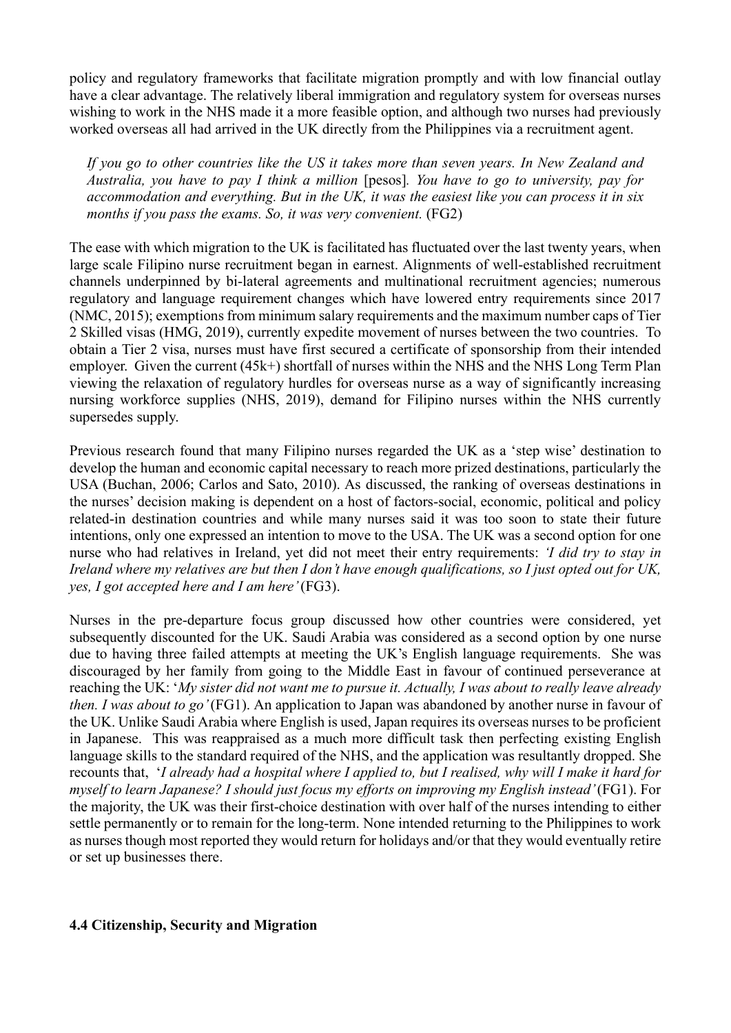policy and regulatory frameworks that facilitate migration promptly and with low financial outlay have a clear advantage. The relatively liberal immigration and regulatory system for overseas nurses wishing to work in the NHS made it a more feasible option, and although two nurses had previously worked overseas all had arrived in the UK directly from the Philippines via a recruitment agent.

> *If you go to other countries like the US it takes more than seven years. In New Zealand and Australia, you have to pay I think a million* [pesos]*. You have to go to university, pay for accommodation and everything. But in the UK, it was the easiest like you can process it in six months if you pass the exams. So, it was very convenient.* (FG2)

The ease with which migration to the UK is facilitated has fluctuated over the last twenty years, when large scale Filipino nurse recruitment began in earnest. Alignments of well-established recruitment channels underpinned by bi-lateral agreements and multinational recruitment agencies; numerous regulatory and language requirement changes which have lowered entry requirements since 2017 (NMC, 2015); exemptions from minimum salary requirements and the maximum number caps of Tier 2 Skilled visas (HMG, 2019), currently expedite movement of nurses between the two countries. To obtain a Tier 2 visa, nurses must have first secured a certificate of sponsorship from their intended employer. Given the current (45k+) shortfall of nurses within the NHS and the NHS Long Term Plan viewing the relaxation of regulatory hurdles for overseas nurse as a way of significantly increasing nursing workforce supplies (NHS, 2019), demand for Filipino nurses within the NHS currently supersedes supply.

Previous research found that many Filipino nurses regarded the UK as a 'step wise' destination to develop the human and economic capital necessary to reach more prized destinations, particularly the USA (Buchan, 2006; Carlos and Sato, 2010). As discussed, the ranking of overseas destinations in the nurses' decision making is dependent on a host of factors-social, economic, political and policy related-in destination countries and while many nurses said it was too soon to state their future intentions, only one expressed an intention to move to the USA. The UK was a second option for one nurse who had relatives in Ireland, yet did not meet their entry requirements: *'I did try to stay in Ireland where my relatives are but then I don't have enough qualifications, so I just opted out for UK, yes, I got accepted here and I am here'* (FG3).

Nurses in the pre-departure focus group discussed how other countries were considered, yet subsequently discounted for the UK. Saudi Arabia was considered as a second option by one nurse due to having three failed attempts at meeting the UK's English language requirements. She was discouraged by her family from going to the Middle East in favour of continued perseverance at reaching the UK: '*My sister did not want me to pursue it. Actually, I was about to really leave already then. I was about to go'* (FG1). An application to Japan was abandoned by another nurse in favour of the UK. Unlike Saudi Arabia where English is used, Japan requires its overseas nurses to be proficient in Japanese. This was reappraised as a much more difficult task then perfecting existing English language skills to the standard required of the NHS, and the application was resultantly dropped. She recounts that, '*I already had a hospital where I applied to, but I realised, why will I make it hard for myself to learn Japanese? I should just focus my efforts on improving my English instead'* (FG1). For the majority, the UK was their first-choice destination with over half of the nurses intending to either settle permanently or to remain for the long-term. None intended returning to the Philippines to work as nurses though most reported they would return for holidays and/or that they would eventually retire or set up businesses there.

### 4.4 Citizenship, Security and Migration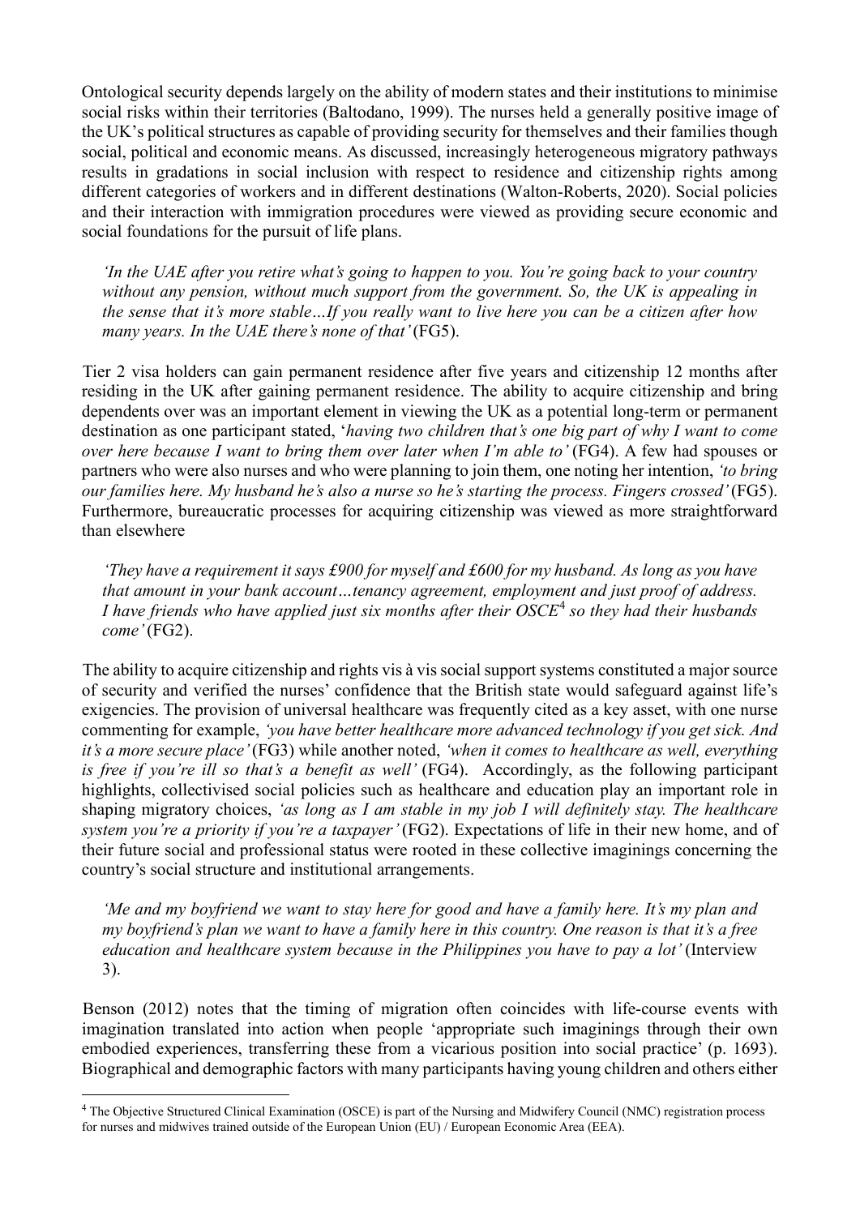Ontological security depends largely on the ability of modern states and their institutions to minimise social risks within their territories (Baltodano, 1999). The nurses held a generally positive image of the UK's political structures as capable of providing security for themselves and their families though social, political and economic means. As discussed, increasingly heterogeneous migratory pathways results in gradations in social inclusion with respect to residence and citizenship rights among different categories of workers and in different destinations (Walton-Roberts, 2020). Social policies and their interaction with immigration procedures were viewed as providing secure economic and social foundations for the pursuit of life plans.

> *'In the UAE after you retire what's going to happen to you. You're going back to your country without any pension, without much support from the government. So, the UK is appealing in the sense that it's more stable…If you really want to live here you can be a citizen after how many years. In the UAE there's none of that'* (FG5).

Tier 2 visa holders can gain permanent residence after five years and citizenship 12 months after residing in the UK after gaining permanent residence. The ability to acquire citizenship and bring dependents over was an important element in viewing the UK as a potential long-term or permanent destination as one participant stated, '*having two children that's one big part of why I want to come over here because I want to bring them over later when I'm able to'* (FG4). A few had spouses or partners who were also nurses and who were planning to join them, one noting her intention, *'to bring our families here. My husband he's also a nurse so he's starting the process. Fingers crossed'* (FG5). Furthermore, bureaucratic processes for acquiring citizenship was viewed as more straightforward than elsewhere

> *'They have a requirement it says £900 for myself and £600 for my husband. As long as you have that amount in your bank account…tenancy agreement, employment and just proof of address. I have friends who have applied just six months after their OSCE*[4] *so they had their husbands come'* (FG2).

The ability to acquire citizenship and rights vis à vis social support systems constituted a major source of security and verified the nurses' confidence that the British state would safeguard against life's exigencies. The provision of universal healthcare was frequently cited as a key asset, with one nurse commenting for example, *'you have better healthcare more advanced technology if you get sick. And it's a more secure place'* (FG3) while another noted, *'when it comes to healthcare as well, everything is free if you're ill so that's a benefit as well'* (FG4). Accordingly, as the following participant highlights, collectivised social policies such as healthcare and education play an important role in shaping migratory choices, *'as long as I am stable in my job I will definitely stay. The healthcare system you're a priority if you're a taxpayer'* (FG2). Expectations of life in their new home, and of their future social and professional status were rooted in these collective imaginings concerning the country's social structure and institutional arrangements.

> *'Me and my boyfriend we want to stay here for good and have a family here. It's my plan and my boyfriend's plan we want to have a family here in this country. One reason is that it's a free education and healthcare system because in the Philippines you have to pay a lot'* (Interview 3).

Benson (2012) notes that the timing of migration often coincides with life-course events with imagination translated into action when people 'appropriate such imaginings through their own embodied experiences, transferring these from a vicarious position into social practice' (p. 1693). Biographical and demographic factors with many participants having young children and others either

[4] The Objective Structured Clinical Examination (OSCE) is part of the Nursing and Midwifery Council (NMC) registration process for nurses and midwives trained outside of the European Union (EU) / European Economic Area (EEA).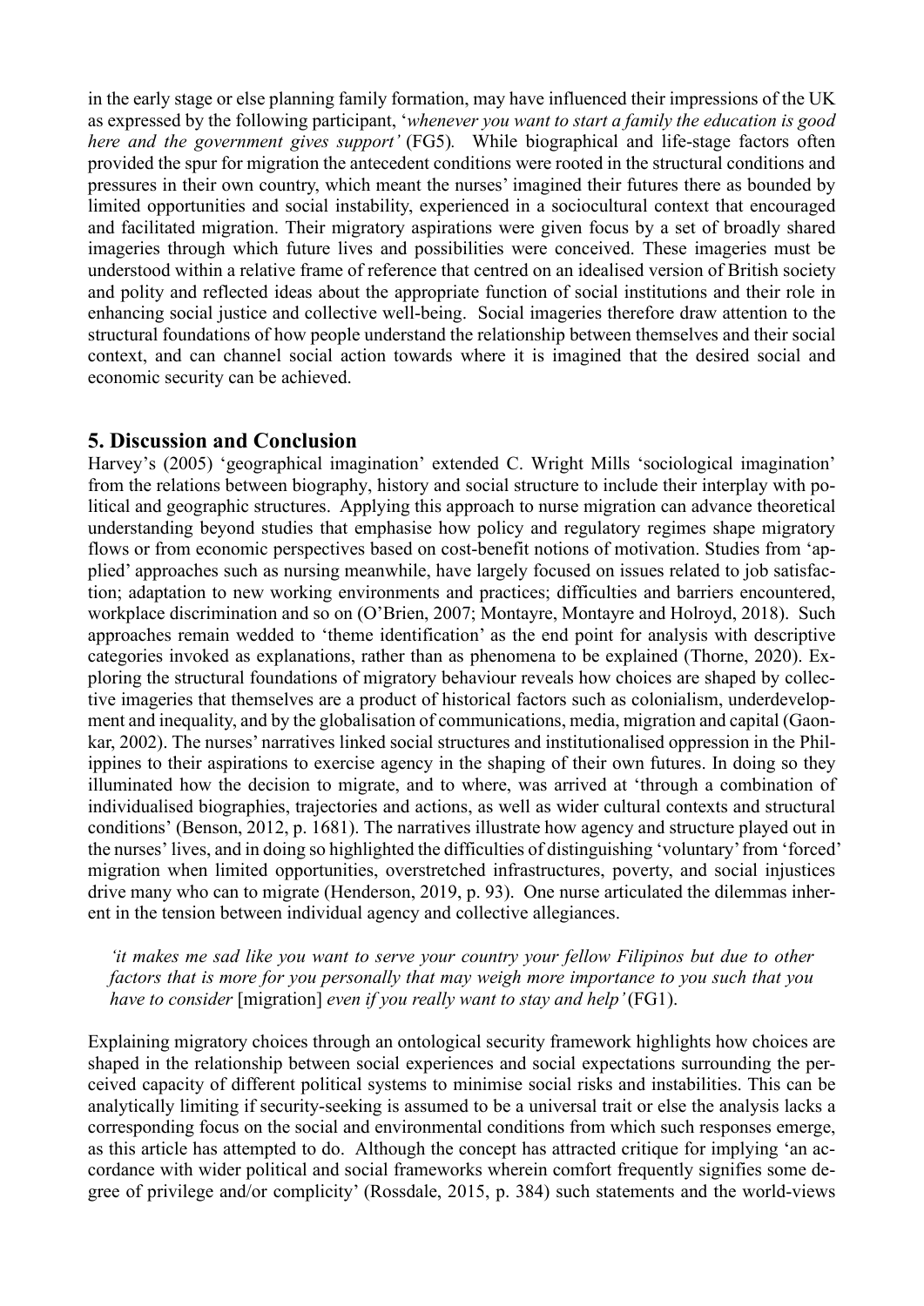in the early stage or else planning family formation, may have influenced their impressions of the UK as expressed by the following participant, '*whenever you want to start a family the education is good here and the government gives support'* (FG5). While biographical and life-stage factors often provided the spur for migration the antecedent conditions were rooted in the structural conditions and pressures in their own country, which meant the nurses' imagined their futures there as bounded by limited opportunities and social instability, experienced in a sociocultural context that encouraged and facilitated migration. Their migratory aspirations were given focus by a set of broadly shared imageries through which future lives and possibilities were conceived. These imageries must be understood within a relative frame of reference that centred on an idealised version of British society and polity and reflected ideas about the appropriate function of social institutions and their role in enhancing social justice and collective well-being. Social imageries therefore draw attention to the structural foundations of how people understand the relationship between themselves and their social context, and can channel social action towards where it is imagined that the desired social and economic security can be achieved.

## 5. Discussion and Conclusion

Harvey's (2005) 'geographical imagination' extended C. Wright Mills 'sociological imagination' from the relations between biography, history and social structure to include their interplay with political and geographic structures. Applying this approach to nurse migration can advance theoretical understanding beyond studies that emphasise how policy and regulatory regimes shape migratory flows or from economic perspectives based on cost-benefit notions of motivation. Studies from 'applied' approaches such as nursing meanwhile, have largely focused on issues related to job satisfaction; adaptation to new working environments and practices; difficulties and barriers encountered, workplace discrimination and so on (O'Brien, 2007; Montayre, Montayre and Holroyd, 2018). Such approaches remain wedded to 'theme identification' as the end point for analysis with descriptive categories invoked as explanations, rather than as phenomena to be explained (Thorne, 2020). Exploring the structural foundations of migratory behaviour reveals how choices are shaped by collective imageries that themselves are a product of historical factors such as colonialism, underdevelopment and inequality, and by the globalisation of communications, media, migration and capital (Gaonkar, 2002). The nurses' narratives linked social structures and institutionalised oppression in the Philippines to their aspirations to exercise agency in the shaping of their own futures. In doing so they illuminated how the decision to migrate, and to where, was arrived at 'through a combination of individualised biographies, trajectories and actions, as well as wider cultural contexts and structural conditions' (Benson, 2012, p. 1681). The narratives illustrate how agency and structure played out in the nurses' lives, and in doing so highlighted the difficulties of distinguishing 'voluntary' from 'forced' migration when limited opportunities, overstretched infrastructures, poverty, and social injustices drive many who can to migrate (Henderson, 2019, p. 93). One nurse articulated the dilemmas inherent in the tension between individual agency and collective allegiances.

> *'it makes me sad like you want to serve your country your fellow Filipinos but due to other factors that is more for you personally that may weigh more importance to you such that you have to consider* [migration] *even if you really want to stay and help'* (FG1).

Explaining migratory choices through an ontological security framework highlights how choices are shaped in the relationship between social experiences and social expectations surrounding the perceived capacity of different political systems to minimise social risks and instabilities. This can be analytically limiting if security-seeking is assumed to be a universal trait or else the analysis lacks a corresponding focus on the social and environmental conditions from which such responses emerge, as this article has attempted to do. Although the concept has attracted critique for implying 'an accordance with wider political and social frameworks wherein comfort frequently signifies some degree of privilege and/or complicity' (Rossdale, 2015, p. 384) such statements and the world-views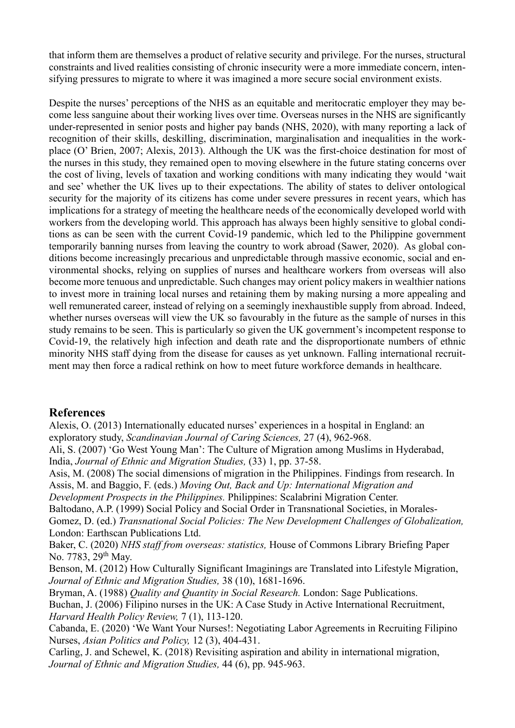that inform them are themselves a product of relative security and privilege. For the nurses, structural constraints and lived realities consisting of chronic insecurity were a more immediate concern, intensifying pressures to migrate to where it was imagined a more secure social environment exists.

Despite the nurses' perceptions of the NHS as an equitable and meritocratic employer they may become less sanguine about their working lives over time. Overseas nurses in the NHS are significantly under-represented in senior posts and higher pay bands (NHS, 2020), with many reporting a lack of recognition of their skills, deskilling, discrimination, marginalisation and inequalities in the workplace (O' Brien, 2007; Alexis, 2013). Although the UK was the first-choice destination for most of the nurses in this study, they remained open to moving elsewhere in the future stating concerns over the cost of living, levels of taxation and working conditions with many indicating they would 'wait and see' whether the UK lives up to their expectations. The ability of states to deliver ontological security for the majority of its citizens has come under severe pressures in recent years, which has implications for a strategy of meeting the healthcare needs of the economically developed world with workers from the developing world. This approach has always been highly sensitive to global conditions as can be seen with the current Covid-19 pandemic, which led to the Philippine government temporarily banning nurses from leaving the country to work abroad (Sawer, 2020). As global conditions become increasingly precarious and unpredictable through massive economic, social and environmental shocks, relying on supplies of nurses and healthcare workers from overseas will also become more tenuous and unpredictable. Such changes may orient policy makers in wealthier nations to invest more in training local nurses and retaining them by making nursing a more appealing and well remunerated career, instead of relying on a seemingly inexhaustible supply from abroad. Indeed, whether nurses overseas will view the UK so favourably in the future as the sample of nurses in this study remains to be seen. This is particularly so given the UK government's incompetent response to Covid-19, the relatively high infection and death rate and the disproportionate numbers of ethnic minority NHS staff dying from the disease for causes as yet unknown. Falling international recruitment may then force a radical rethink on how to meet future workforce demands in healthcare.

## References

Alexis, O. (2013) Internationally educated nurses' experiences in a hospital in England: an exploratory study, *Scandinavian Journal of Caring Sciences,* 27 (4), 962-968.

Ali, S. (2007) 'Go West Young Man': The Culture of Migration among Muslims in Hyderabad, India, *Journal of Ethnic and Migration Studies,* (33) 1, pp. 37-58.

Asis, M. (2008) The social dimensions of migration in the Philippines. Findings from research. In Assis, M. and Baggio, F. (eds.) *Moving Out, Back and Up: International Migration and Development Prospects in the Philippines.* Philippines: Scalabrini Migration Center.

Baltodano, A.P. (1999) Social Policy and Social Order in Transnational Societies, in Morales-Gomez, D. (ed.) *Transnational Social Policies: The New Development Challenges of Globalization,* London: Earthscan Publications Ltd.

Baker, C. (2020) *NHS staff from overseas: statistics,* House of Commons Library Briefing Paper No. 7783, 29th May.

Benson, M. (2012) How Culturally Significant Imaginings are Translated into Lifestyle Migration, *Journal of Ethnic and Migration Studies,* 38 (10), 1681-1696.

Bryman, A. (1988) *Quality and Quantity in Social Research.* London: Sage Publications.

Buchan, J. (2006) Filipino nurses in the UK: A Case Study in Active International Recruitment, *Harvard Health Policy Review,* 7 (1), 113-120.

Cabanda, E. (2020) 'We Want Your Nurses!: Negotiating Labor Agreements in Recruiting Filipino Nurses, *Asian Politics and Policy,* 12 (3), 404-431.

Carling, J. and Schewel, K. (2018) Revisiting aspiration and ability in international migration, *Journal of Ethnic and Migration Studies,* 44 (6), pp. 945-963.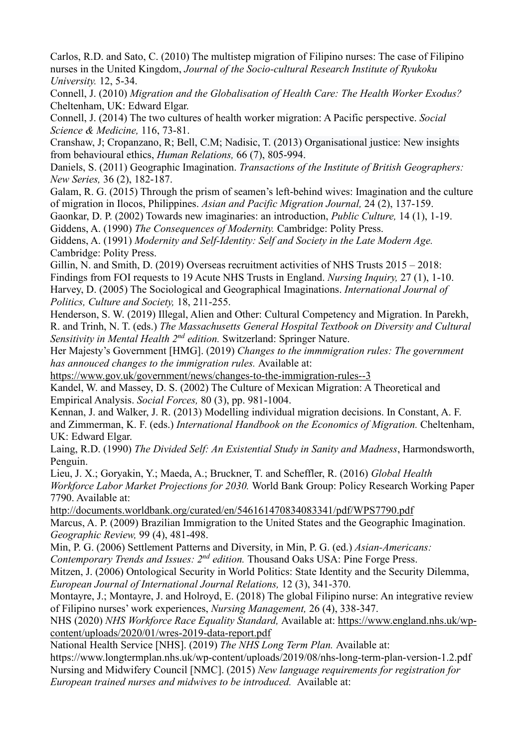Carlos, R.D. and Sato, C. (2010) The multistep migration of Filipino nurses: The case of Filipino nurses in the United Kingdom, *Journal of the Socio-cultural Research Institute of Ryukoku University.* 12, 5-34.

Connell, J. (2010) *Migration and the Globalisation of Health Care: The Health Worker Exodus?* Cheltenham, UK: Edward Elgar.

Connell, J. (2014) The two cultures of health worker migration: A Pacific perspective. *Social Science & Medicine,* 116, 73-81.

Cranshaw, J; Cropanzano, R; Bell, C.M; Nadisic, T. (2013) Organisational justice: New insights from behavioural ethics, *Human Relations,* 66 (7), 805-994.

Daniels, S. (2011) Geographic Imagination. *Transactions of the Institute of British Geographers: New Series,* 36 (2), 182-187.

Galam, R. G. (2015) Through the prism of seamen's left-behind wives: Imagination and the culture of migration in Ilocos, Philippines. *Asian and Pacific Migration Journal,* 24 (2), 137-159.

Gaonkar, D. P. (2002) Towards new imaginaries: an introduction, *Public Culture,* 14 (1), 1-19.

Giddens, A. (1990) *The Consequences of Modernity.* Cambridge: Polity Press.

Giddens, A. (1991) *Modernity and Self-Identity: Self and Society in the Late Modern Age.* Cambridge: Polity Press.

Gillin, N. and Smith, D. (2019) Overseas recruitment activities of NHS Trusts 2015 – 2018: Findings from FOI requests to 19 Acute NHS Trusts in England. *Nursing Inquiry,* 27 (1), 1-10.

Harvey, D. (2005) The Sociological and Geographical Imaginations. *International Journal of Politics, Culture and Society,* 18, 211-255.

Henderson, S. W. (2019) Illegal, Alien and Other: Cultural Competency and Migration. In Parekh, R. and Trinh, N. T. (eds.) *The Massachusetts General Hospital Textbook on Diversity and Cultural Sensitivity in Mental Health 2nd edition.* Switzerland: Springer Nature.

Her Majesty's Government [HMG]. (2019) *Changes to the immmigration rules: The government has annouced changes to the immigration rules.* Available at: https://www.gov.uk/government/news/changes-to-the-immigration-rules--3

Kandel, W. and Massey, D. S. (2002) The Culture of Mexican Migration: A Theoretical and Empirical Analysis. *Social Forces,* 80 (3), pp. 981-1004.

Kennan, J. and Walker, J. R. (2013) Modelling individual migration decisions. In Constant, A. F. and Zimmerman, K. F. (eds.) *International Handbook on the Economics of Migration.* Cheltenham, UK: Edward Elgar.

Laing, R.D. (1990) *The Divided Self: An Existential Study in Sanity and Madness*, Harmondsworth, Penguin.

Lieu, J. X.; Goryakin, Y.; Maeda, A.; Bruckner, T. and Scheffler, R. (2016) *Global Health Workforce Labor Market Projections for 2030.* World Bank Group: Policy Research Working Paper 7790. Available at: http://documents.worldbank.org/curated/en/546161470834083341/pdf/WPS7790.pdf

Marcus, A. P. (2009) Brazilian Immigration to the United States and the Geographic Imagination. *Geographic Review,* 99 (4), 481-498.

Min, P. G. (2006) Settlement Patterns and Diversity, in Min, P. G. (ed.) *Asian-Americans: Contemporary Trends and Issues: 2nd edition.* Thousand Oaks USA: Pine Forge Press.

Mitzen, J. (2006) Ontological Security in World Politics: State Identity and the Security Dilemma, *European Journal of International Journal Relations,* 12 (3), 341-370.

Montayre, J.; Montayre, J. and Holroyd, E. (2018) The global Filipino nurse: An integrative review of Filipino nurses' work experiences, *Nursing Management,* 26 (4), 338-347.

NHS (2020) *NHS Workforce Race Equality Standard,* Available at: https://www.england.nhs.uk/wp-content/uploads/2020/01/wres-2019-data-report.pdf

National Health Service [NHS]. (2019) *The NHS Long Term Plan.* Available at: https://www.longtermplan.nhs.uk/wp-content/uploads/2019/08/nhs-long-term-plan-version-1.2.pdf

Nursing and Midwifery Council [NMC]. (2015) *New language requirements for registration for European trained nurses and midwives to be introduced.* Available at: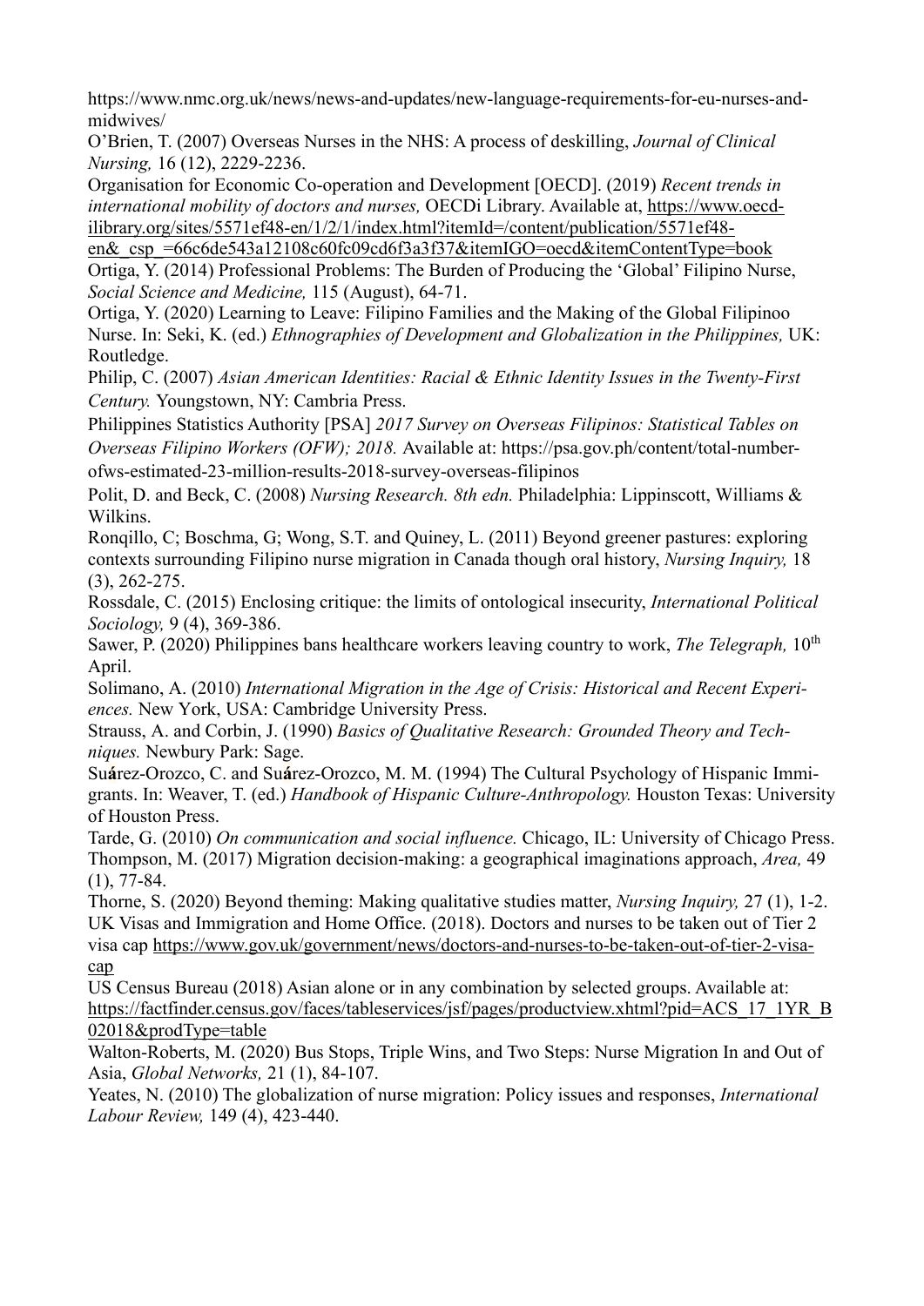https://www.nmc.org.uk/news/news-and-updates/new-language-requirements-for-eu-nurses-and-midwives/

O'Brien, T. (2007) Overseas Nurses in the NHS: A process of deskilling, *Journal of Clinical Nursing,* 16 (12), 2229-2236.

Organisation for Economic Co-operation and Development [OECD]. (2019) *Recent trends in international mobility of doctors and nurses,* OECDi Library. Available at, https://www.oecd-ilibrary.org/sites/5571ef48-en/1/2/1/index.html?itemId=/content/publication/5571ef48-en&_csp_=66c6de543a12108c60fc09cd6f3a3f37&itemIGO=oecd&itemContentType=book

Ortiga, Y. (2014) Professional Problems: The Burden of Producing the 'Global' Filipino Nurse, *Social Science and Medicine,* 115 (August), 64-71.

Ortiga, Y. (2020) Learning to Leave: Filipino Families and the Making of the Global Filipinoo Nurse. In: Seki, K. (ed.) *Ethnographies of Development and Globalization in the Philippines,* UK: Routledge.

Philip, C. (2007) *Asian American Identities: Racial & Ethnic Identity Issues in the Twenty-First Century.* Youngstown, NY: Cambria Press.

Philippines Statistics Authority [PSA] *2017 Survey on Overseas Filipinos: Statistical Tables on Overseas Filipino Workers (OFW); 2018.* Available at: https://psa.gov.ph/content/total-number-ofws-estimated-23-million-results-2018-survey-overseas-filipinos

Polit, D. and Beck, C. (2008) *Nursing Research. 8th edn.* Philadelphia: Lippinscott, Williams & Wilkins.

Ronqillo, C; Boschma, G; Wong, S.T. and Quiney, L. (2011) Beyond greener pastures: exploring contexts surrounding Filipino nurse migration in Canada though oral history, *Nursing Inquiry,* 18 (3), 262-275.

Rossdale, C. (2015) Enclosing critique: the limits of ontological insecurity, *International Political Sociology,* 9 (4), 369-386.

Sawer, P. (2020) Philippines bans healthcare workers leaving country to work, *The Telegraph,* 10th April.

Solimano, A. (2010) *International Migration in the Age of Crisis: Historical and Recent Experiences.* New York, USA: Cambridge University Press.

Strauss, A. and Corbin, J. (1990) *Basics of Qualitative Research: Grounded Theory and Techniques.* Newbury Park: Sage.

Suárez-Orozco, C. and Suárez-Orozco, M. M. (1994) The Cultural Psychology of Hispanic Immigrants. In: Weaver, T. (ed.) *Handbook of Hispanic Culture-Anthropology.* Houston Texas: University of Houston Press.

Tarde, G. (2010) *On communication and social influence.* Chicago, IL: University of Chicago Press.

Thompson, M. (2017) Migration decision-making: a geographical imaginations approach, *Area,* 49 (1), 77-84.

Thorne, S. (2020) Beyond theming: Making qualitative studies matter, *Nursing Inquiry,* 27 (1), 1-2.

UK Visas and Immigration and Home Office. (2018). Doctors and nurses to be taken out of Tier 2 visa cap https://www.gov.uk/government/news/doctors-and-nurses-to-be-taken-out-of-tier-2-visa-cap

US Census Bureau (2018) Asian alone or in any combination by selected groups. Available at: https://factfinder.census.gov/faces/tableservices/jsf/pages/productview.xhtml?pid=ACS_17_1YR_B02018&prodType=table

Walton-Roberts, M. (2020) Bus Stops, Triple Wins, and Two Steps: Nurse Migration In and Out of Asia, *Global Networks,* 21 (1), 84-107.

Yeates, N. (2010) The globalization of nurse migration: Policy issues and responses, *International Labour Review,* 149 (4), 423-440.